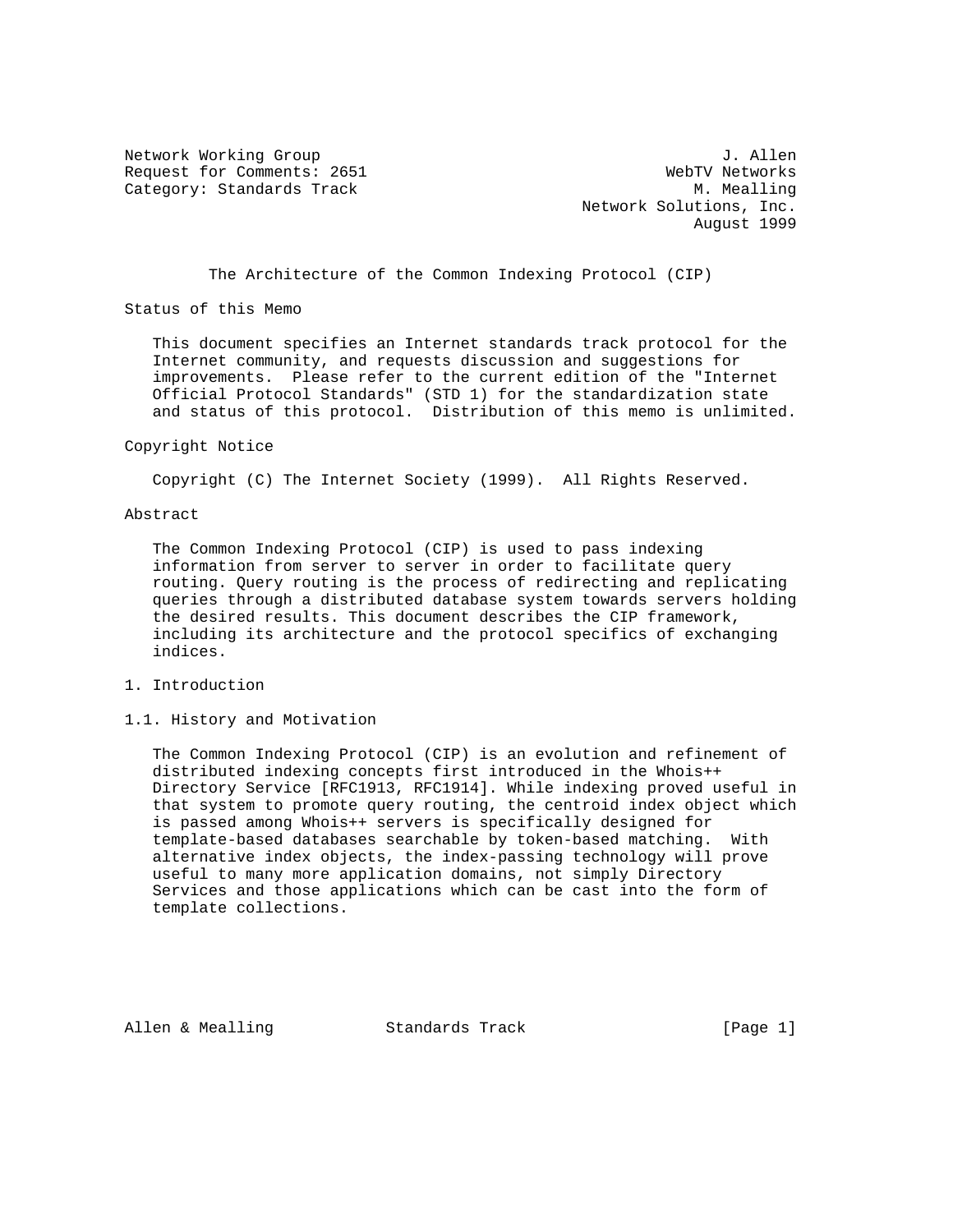Network Working Group J. Allen
Request for Comments: 2651 WebTV Networks
Category: Standards Track M. Mealling
Network Solutions, Inc.
August 1999

# The Architecture of the Common Indexing Protocol (CIP)

## Status of this Memo

This document specifies an Internet standards track protocol for the Internet community, and requests discussion and suggestions for improvements. Please refer to the current edition of the "Internet Official Protocol Standards" (STD 1) for the standardization state and status of this protocol. Distribution of this memo is unlimited.

## Copyright Notice

Copyright (C) The Internet Society (1999). All Rights Reserved.

## Abstract

The Common Indexing Protocol (CIP) is used to pass indexing information from server to server in order to facilitate query routing. Query routing is the process of redirecting and replicating queries through a distributed database system towards servers holding the desired results. This document describes the CIP framework, including its architecture and the protocol specifics of exchanging indices.

## 1. Introduction

### 1.1. History and Motivation

The Common Indexing Protocol (CIP) is an evolution and refinement of distributed indexing concepts first introduced in the Whois++ Directory Service [RFC1913, RFC1914]. While indexing proved useful in that system to promote query routing, the centroid index object which is passed among Whois++ servers is specifically designed for template-based databases searchable by token-based matching. With alternative index objects, the index-passing technology will prove useful to many more application domains, not simply Directory Services and those applications which can be cast into the form of template collections.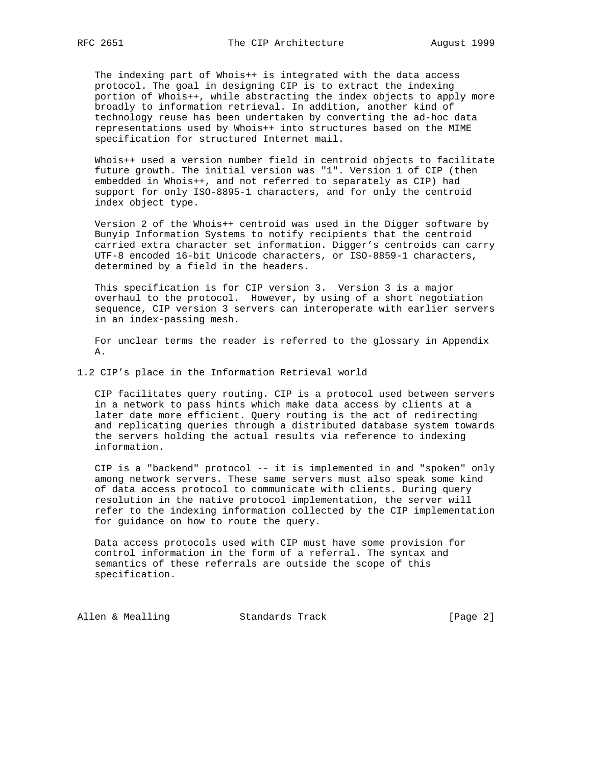The indexing part of Whois++ is integrated with the data access protocol. The goal in designing CIP is to extract the indexing portion of Whois++, while abstracting the index objects to apply more broadly to information retrieval. In addition, another kind of technology reuse has been undertaken by converting the ad-hoc data representations used by Whois++ into structures based on the MIME specification for structured Internet mail.

Whois++ used a version number field in centroid objects to facilitate future growth. The initial version was "1". Version 1 of CIP (then embedded in Whois++, and not referred to separately as CIP) had support for only ISO-8895-1 characters, and for only the centroid index object type.

Version 2 of the Whois++ centroid was used in the Digger software by Bunyip Information Systems to notify recipients that the centroid carried extra character set information. Digger's centroids can carry UTF-8 encoded 16-bit Unicode characters, or ISO-8859-1 characters, determined by a field in the headers.

This specification is for CIP version 3. Version 3 is a major overhaul to the protocol. However, by using of a short negotiation sequence, CIP version 3 servers can interoperate with earlier servers in an index-passing mesh.

For unclear terms the reader is referred to the glossary in Appendix A.

## 1.2 CIP's place in the Information Retrieval world

CIP facilitates query routing. CIP is a protocol used between servers in a network to pass hints which make data access by clients at a later date more efficient. Query routing is the act of redirecting and replicating queries through a distributed database system towards the servers holding the actual results via reference to indexing information.

CIP is a "backend" protocol -- it is implemented in and "spoken" only among network servers. These same servers must also speak some kind of data access protocol to communicate with clients. During query resolution in the native protocol implementation, the server will refer to the indexing information collected by the CIP implementation for guidance on how to route the query.

Data access protocols used with CIP must have some provision for control information in the form of a referral. The syntax and semantics of these referrals are outside the scope of this specification.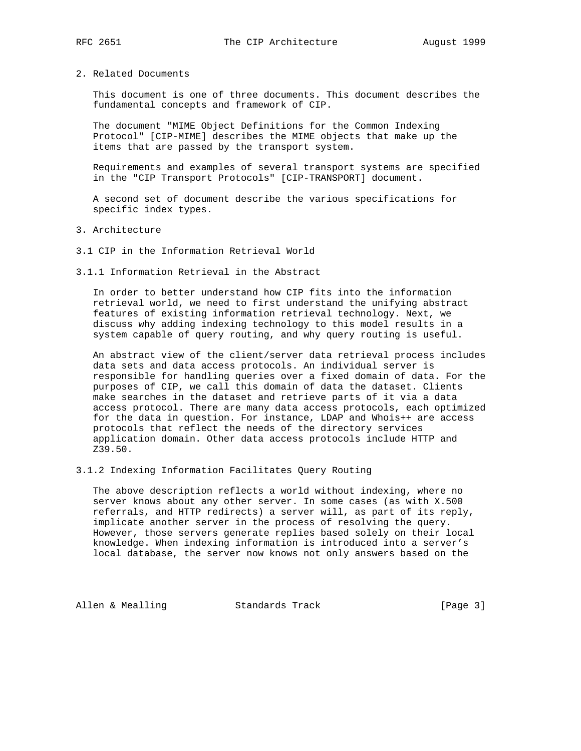## 2. Related Documents

This document is one of three documents. This document describes the fundamental concepts and framework of CIP.

The document "MIME Object Definitions for the Common Indexing Protocol" [CIP-MIME] describes the MIME objects that make up the items that are passed by the transport system.

Requirements and examples of several transport systems are specified in the "CIP Transport Protocols" [CIP-TRANSPORT] document.

A second set of document describe the various specifications for specific index types.

## 3. Architecture

### 3.1 CIP in the Information Retrieval World

#### 3.1.1 Information Retrieval in the Abstract

In order to better understand how CIP fits into the information retrieval world, we need to first understand the unifying abstract features of existing information retrieval technology. Next, we discuss why adding indexing technology to this model results in a system capable of query routing, and why query routing is useful.

An abstract view of the client/server data retrieval process includes data sets and data access protocols. An individual server is responsible for handling queries over a fixed domain of data. For the purposes of CIP, we call this domain of data the dataset. Clients make searches in the dataset and retrieve parts of it via a data access protocol. There are many data access protocols, each optimized for the data in question. For instance, LDAP and Whois++ are access protocols that reflect the needs of the directory services application domain. Other data access protocols include HTTP and Z39.50.

#### 3.1.2 Indexing Information Facilitates Query Routing

The above description reflects a world without indexing, where no server knows about any other server. In some cases (as with X.500 referrals, and HTTP redirects) a server will, as part of its reply, implicate another server in the process of resolving the query. However, those servers generate replies based solely on their local knowledge. When indexing information is introduced into a server's local database, the server now knows not only answers based on the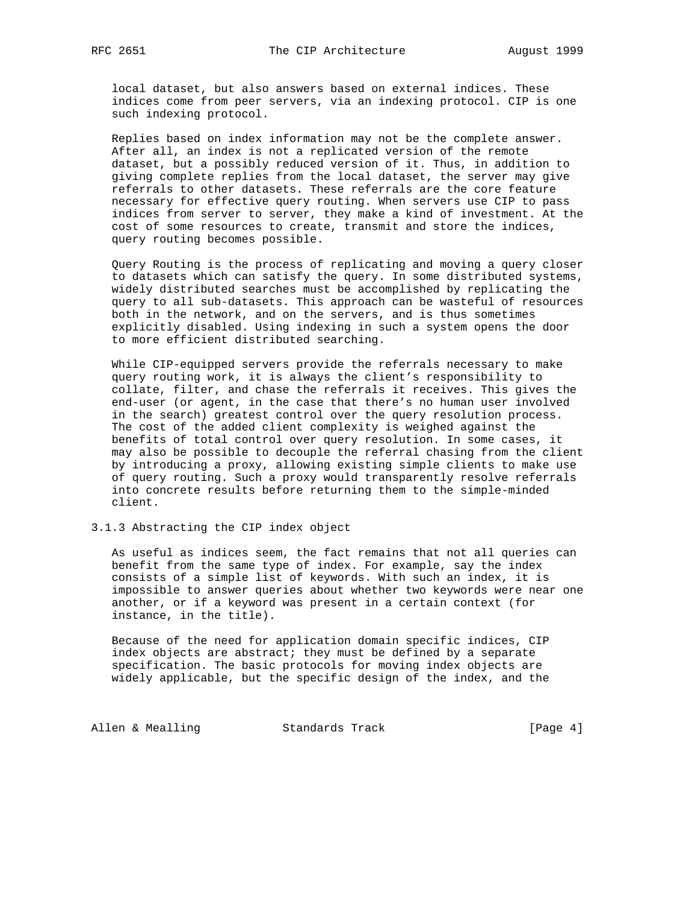local dataset, but also answers based on external indices. These indices come from peer servers, via an indexing protocol. CIP is one such indexing protocol.

Replies based on index information may not be the complete answer. After all, an index is not a replicated version of the remote dataset, but a possibly reduced version of it. Thus, in addition to giving complete replies from the local dataset, the server may give referrals to other datasets. These referrals are the core feature necessary for effective query routing. When servers use CIP to pass indices from server to server, they make a kind of investment. At the cost of some resources to create, transmit and store the indices, query routing becomes possible.

Query Routing is the process of replicating and moving a query closer to datasets which can satisfy the query. In some distributed systems, widely distributed searches must be accomplished by replicating the query to all sub-datasets. This approach can be wasteful of resources both in the network, and on the servers, and is thus sometimes explicitly disabled. Using indexing in such a system opens the door to more efficient distributed searching.

While CIP-equipped servers provide the referrals necessary to make query routing work, it is always the client's responsibility to collate, filter, and chase the referrals it receives. This gives the end-user (or agent, in the case that there's no human user involved in the search) greatest control over the query resolution process. The cost of the added client complexity is weighed against the benefits of total control over query resolution. In some cases, it may also be possible to decouple the referral chasing from the client by introducing a proxy, allowing existing simple clients to make use of query routing. Such a proxy would transparently resolve referrals into concrete results before returning them to the simple-minded client.

### 3.1.3 Abstracting the CIP index object

As useful as indices seem, the fact remains that not all queries can benefit from the same type of index. For example, say the index consists of a simple list of keywords. With such an index, it is impossible to answer queries about whether two keywords were near one another, or if a keyword was present in a certain context (for instance, in the title).

Because of the need for application domain specific indices, CIP index objects are abstract; they must be defined by a separate specification. The basic protocols for moving index objects are widely applicable, but the specific design of the index, and the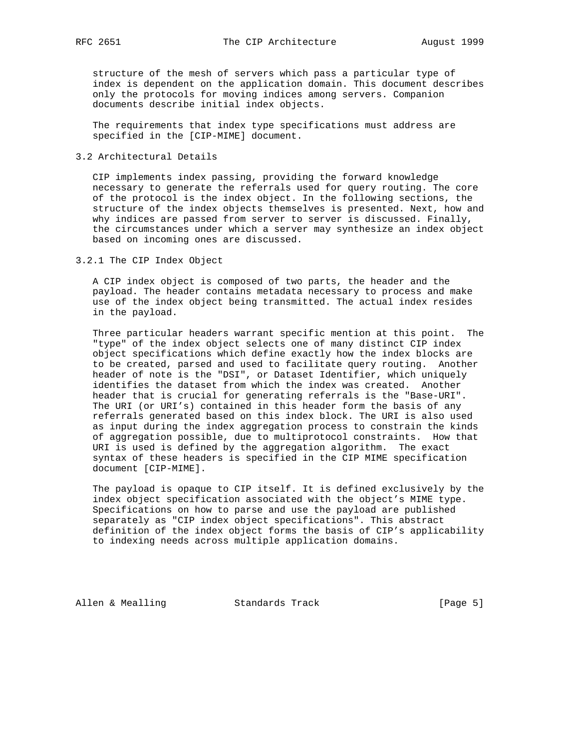structure of the mesh of servers which pass a particular type of index is dependent on the application domain. This document describes only the protocols for moving indices among servers. Companion documents describe initial index objects.

The requirements that index type specifications must address are specified in the [CIP-MIME] document.

### 3.2 Architectural Details

CIP implements index passing, providing the forward knowledge necessary to generate the referrals used for query routing. The core of the protocol is the index object. In the following sections, the structure of the index objects themselves is presented. Next, how and why indices are passed from server to server is discussed. Finally, the circumstances under which a server may synthesize an index object based on incoming ones are discussed.

#### 3.2.1 The CIP Index Object

A CIP index object is composed of two parts, the header and the payload. The header contains metadata necessary to process and make use of the index object being transmitted. The actual index resides in the payload.

Three particular headers warrant specific mention at this point. The "type" of the index object selects one of many distinct CIP index object specifications which define exactly how the index blocks are to be created, parsed and used to facilitate query routing. Another header of note is the "DSI", or Dataset Identifier, which uniquely identifies the dataset from which the index was created. Another header that is crucial for generating referrals is the "Base-URI". The URI (or URI's) contained in this header form the basis of any referrals generated based on this index block. The URI is also used as input during the index aggregation process to constrain the kinds of aggregation possible, due to multiprotocol constraints. How that URI is used is defined by the aggregation algorithm. The exact syntax of these headers is specified in the CIP MIME specification document [CIP-MIME].

The payload is opaque to CIP itself. It is defined exclusively by the index object specification associated with the object's MIME type. Specifications on how to parse and use the payload are published separately as "CIP index object specifications". This abstract definition of the index object forms the basis of CIP's applicability to indexing needs across multiple application domains.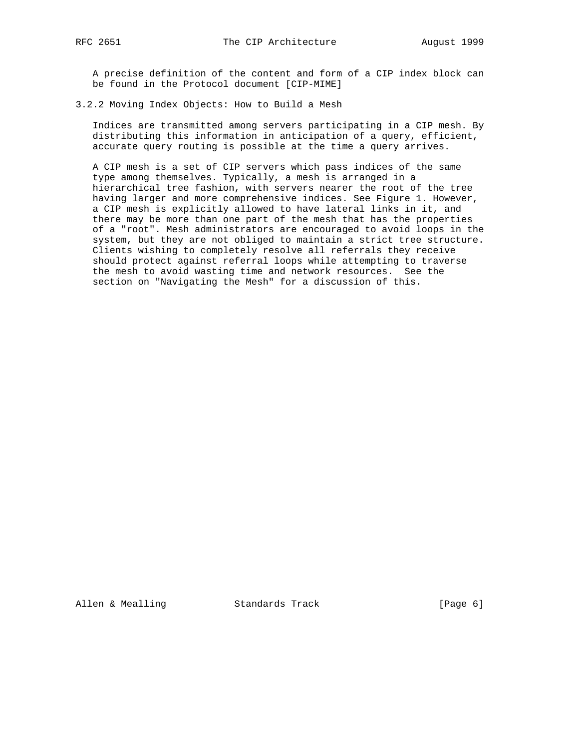A precise definition of the content and form of a CIP index block can be found in the Protocol document [CIP-MIME]

### 3.2.2 Moving Index Objects: How to Build a Mesh

Indices are transmitted among servers participating in a CIP mesh. By distributing this information in anticipation of a query, efficient, accurate query routing is possible at the time a query arrives.

A CIP mesh is a set of CIP servers which pass indices of the same type among themselves. Typically, a mesh is arranged in a hierarchical tree fashion, with servers nearer the root of the tree having larger and more comprehensive indices. See Figure 1. However, a CIP mesh is explicitly allowed to have lateral links in it, and there may be more than one part of the mesh that has the properties of a "root". Mesh administrators are encouraged to avoid loops in the system, but they are not obliged to maintain a strict tree structure. Clients wishing to completely resolve all referrals they receive should protect against referral loops while attempting to traverse the mesh to avoid wasting time and network resources. See the section on "Navigating the Mesh" for a discussion of this.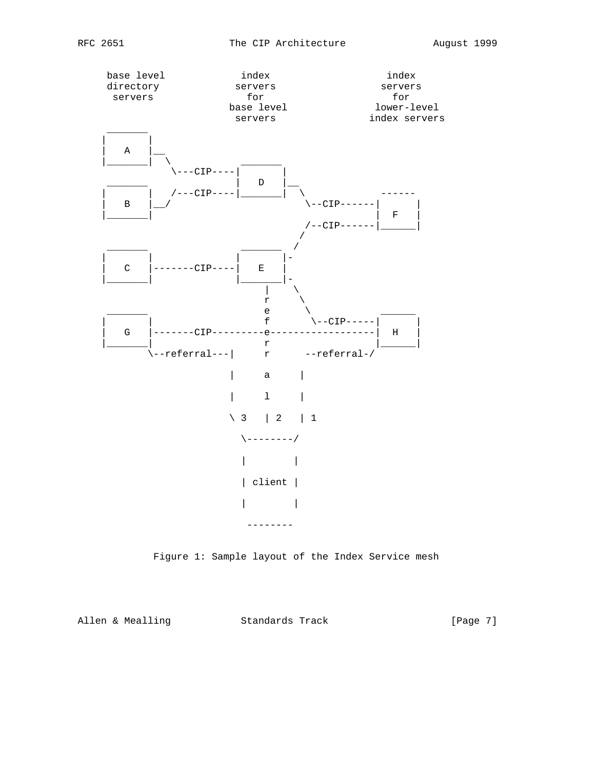```
     base level            index                   index
     directory            servers                 servers
      servers               for                     for
                         base level              lower-level
                          servers               index servers

     _______
    |       |
    |   A   |__
    |_______|  \            _______
                \---CIP----|       |
     _______               |   D   |__
    |       |   /---CIP----|_______|  \             ------
    |   B   |__/                       \--CIP------|      |
    |_______|                                      |  F   |
                                       /--CIP------|______|
                                      /
     _______                _______  /
    |       |              |       |-
    |   C   |-------CIP----|   E   |
    |_______|              |_______|-
                               |    \
                               r     \
     _______                   e      \             ______
    |       |                  f       \--CIP-----|      |
    |   G   |-------CIP---------e------------------|  H   |
    |_______|                  r                   |______|
            \--referral---|    r      --referral-/

                          |     a     |

                          |     l     |

                          \ 3   | 2   | 1

                            \--------/

                            |        |

                            | client |

                            |        |

                             --------
```

Figure 1: Sample layout of the Index Service mesh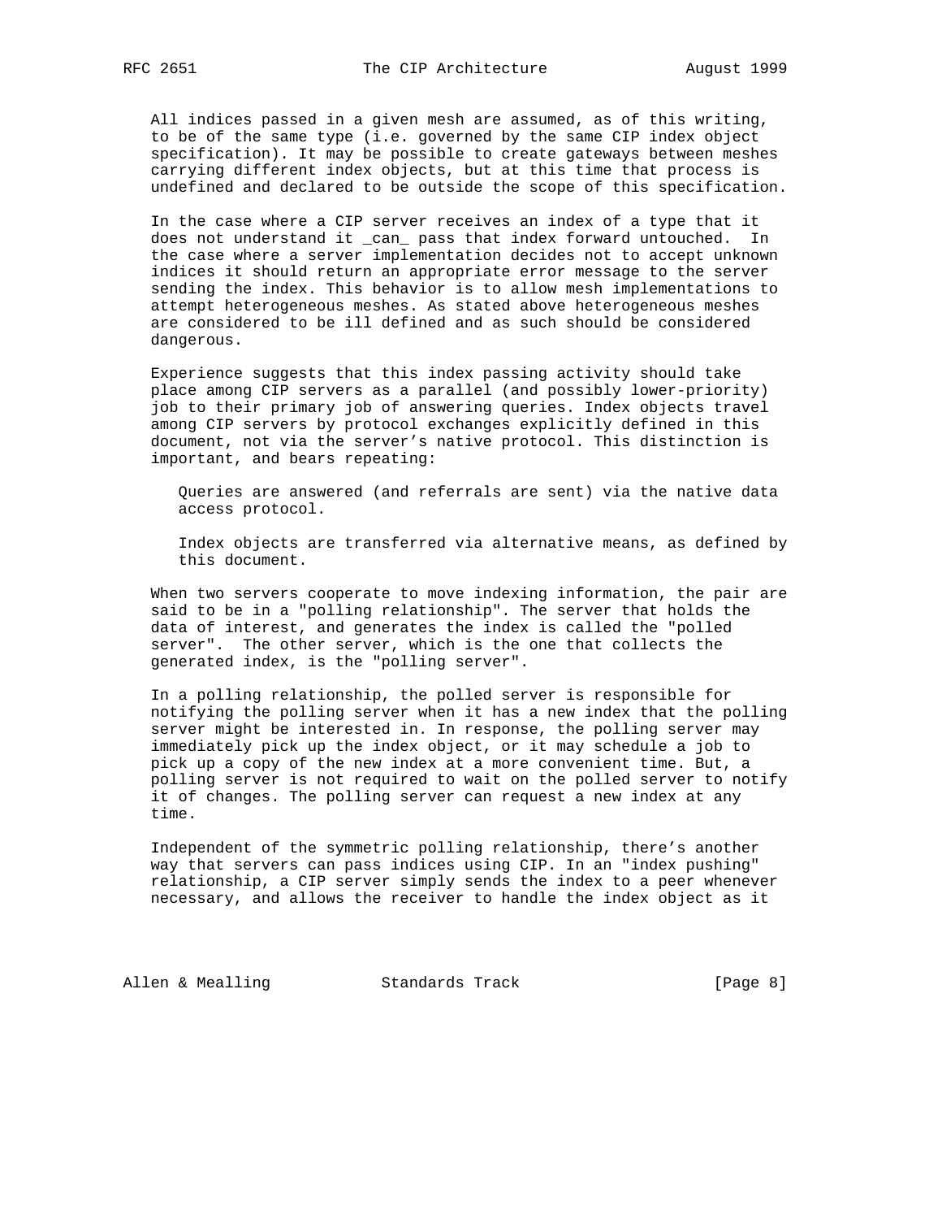All indices passed in a given mesh are assumed, as of this writing, to be of the same type (i.e. governed by the same CIP index object specification). It may be possible to create gateways between meshes carrying different index objects, but at this time that process is undefined and declared to be outside the scope of this specification.

In the case where a CIP server receives an index of a type that it does not understand it _can_ pass that index forward untouched. In the case where a server implementation decides not to accept unknown indices it should return an appropriate error message to the server sending the index. This behavior is to allow mesh implementations to attempt heterogeneous meshes. As stated above heterogeneous meshes are considered to be ill defined and as such should be considered dangerous.

Experience suggests that this index passing activity should take place among CIP servers as a parallel (and possibly lower-priority) job to their primary job of answering queries. Index objects travel among CIP servers by protocol exchanges explicitly defined in this document, not via the server's native protocol. This distinction is important, and bears repeating:

> Queries are answered (and referrals are sent) via the native data access protocol.
>
> Index objects are transferred via alternative means, as defined by this document.

When two servers cooperate to move indexing information, the pair are said to be in a "polling relationship". The server that holds the data of interest, and generates the index is called the "polled server". The other server, which is the one that collects the generated index, is the "polling server".

In a polling relationship, the polled server is responsible for notifying the polling server when it has a new index that the polling server might be interested in. In response, the polling server may immediately pick up the index object, or it may schedule a job to pick up a copy of the new index at a more convenient time. But, a polling server is not required to wait on the polled server to notify it of changes. The polling server can request a new index at any time.

Independent of the symmetric polling relationship, there's another way that servers can pass indices using CIP. In an "index pushing" relationship, a CIP server simply sends the index to a peer whenever necessary, and allows the receiver to handle the index object as it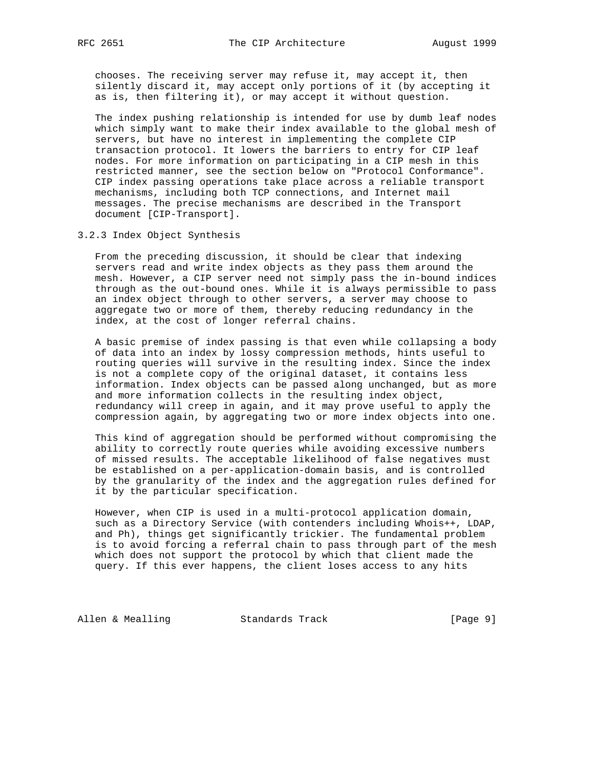chooses. The receiving server may refuse it, may accept it, then silently discard it, may accept only portions of it (by accepting it as is, then filtering it), or may accept it without question.

The index pushing relationship is intended for use by dumb leaf nodes which simply want to make their index available to the global mesh of servers, but have no interest in implementing the complete CIP transaction protocol. It lowers the barriers to entry for CIP leaf nodes. For more information on participating in a CIP mesh in this restricted manner, see the section below on "Protocol Conformance". CIP index passing operations take place across a reliable transport mechanisms, including both TCP connections, and Internet mail messages. The precise mechanisms are described in the Transport document [CIP-Transport].

### 3.2.3 Index Object Synthesis

From the preceding discussion, it should be clear that indexing servers read and write index objects as they pass them around the mesh. However, a CIP server need not simply pass the in-bound indices through as the out-bound ones. While it is always permissible to pass an index object through to other servers, a server may choose to aggregate two or more of them, thereby reducing redundancy in the index, at the cost of longer referral chains.

A basic premise of index passing is that even while collapsing a body of data into an index by lossy compression methods, hints useful to routing queries will survive in the resulting index. Since the index is not a complete copy of the original dataset, it contains less information. Index objects can be passed along unchanged, but as more and more information collects in the resulting index object, redundancy will creep in again, and it may prove useful to apply the compression again, by aggregating two or more index objects into one.

This kind of aggregation should be performed without compromising the ability to correctly route queries while avoiding excessive numbers of missed results. The acceptable likelihood of false negatives must be established on a per-application-domain basis, and is controlled by the granularity of the index and the aggregation rules defined for it by the particular specification.

However, when CIP is used in a multi-protocol application domain, such as a Directory Service (with contenders including Whois++, LDAP, and Ph), things get significantly trickier. The fundamental problem is to avoid forcing a referral chain to pass through part of the mesh which does not support the protocol by which that client made the query. If this ever happens, the client loses access to any hits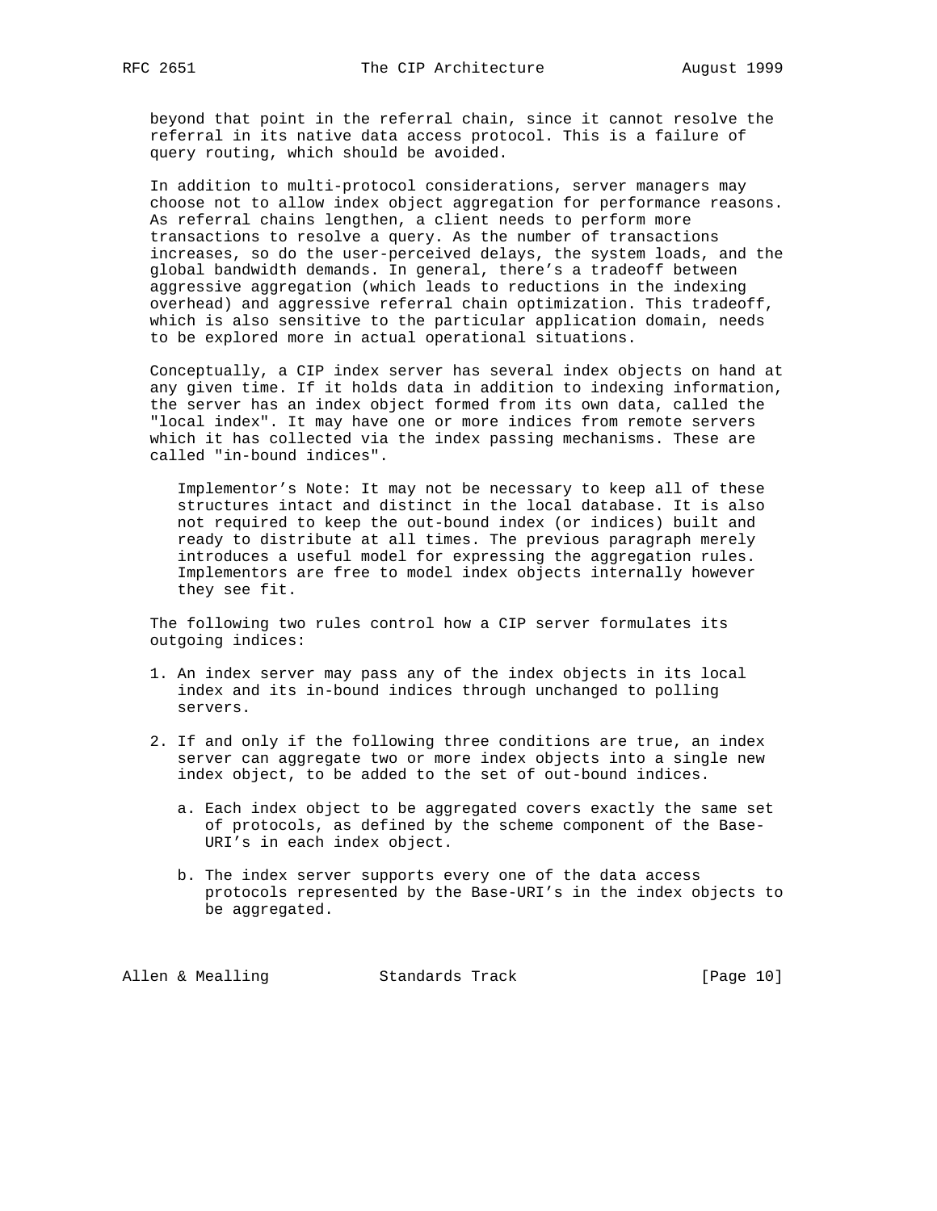beyond that point in the referral chain, since it cannot resolve the referral in its native data access protocol. This is a failure of query routing, which should be avoided.

In addition to multi-protocol considerations, server managers may choose not to allow index object aggregation for performance reasons. As referral chains lengthen, a client needs to perform more transactions to resolve a query. As the number of transactions increases, so do the user-perceived delays, the system loads, and the global bandwidth demands. In general, there's a tradeoff between aggressive aggregation (which leads to reductions in the indexing overhead) and aggressive referral chain optimization. This tradeoff, which is also sensitive to the particular application domain, needs to be explored more in actual operational situations.

Conceptually, a CIP index server has several index objects on hand at any given time. If it holds data in addition to indexing information, the server has an index object formed from its own data, called the "local index". It may have one or more indices from remote servers which it has collected via the index passing mechanisms. These are called "in-bound indices".

> Implementor's Note: It may not be necessary to keep all of these structures intact and distinct in the local database. It is also not required to keep the out-bound index (or indices) built and ready to distribute at all times. The previous paragraph merely introduces a useful model for expressing the aggregation rules. Implementors are free to model index objects internally however they see fit.

The following two rules control how a CIP server formulates its outgoing indices:

1. An index server may pass any of the index objects in its local index and its in-bound indices through unchanged to polling servers.

2. If and only if the following three conditions are true, an index server can aggregate two or more index objects into a single new index object, to be added to the set of out-bound indices.

   a. Each index object to be aggregated covers exactly the same set of protocols, as defined by the scheme component of the Base-URI's in each index object.

   b. The index server supports every one of the data access protocols represented by the Base-URI's in the index objects to be aggregated.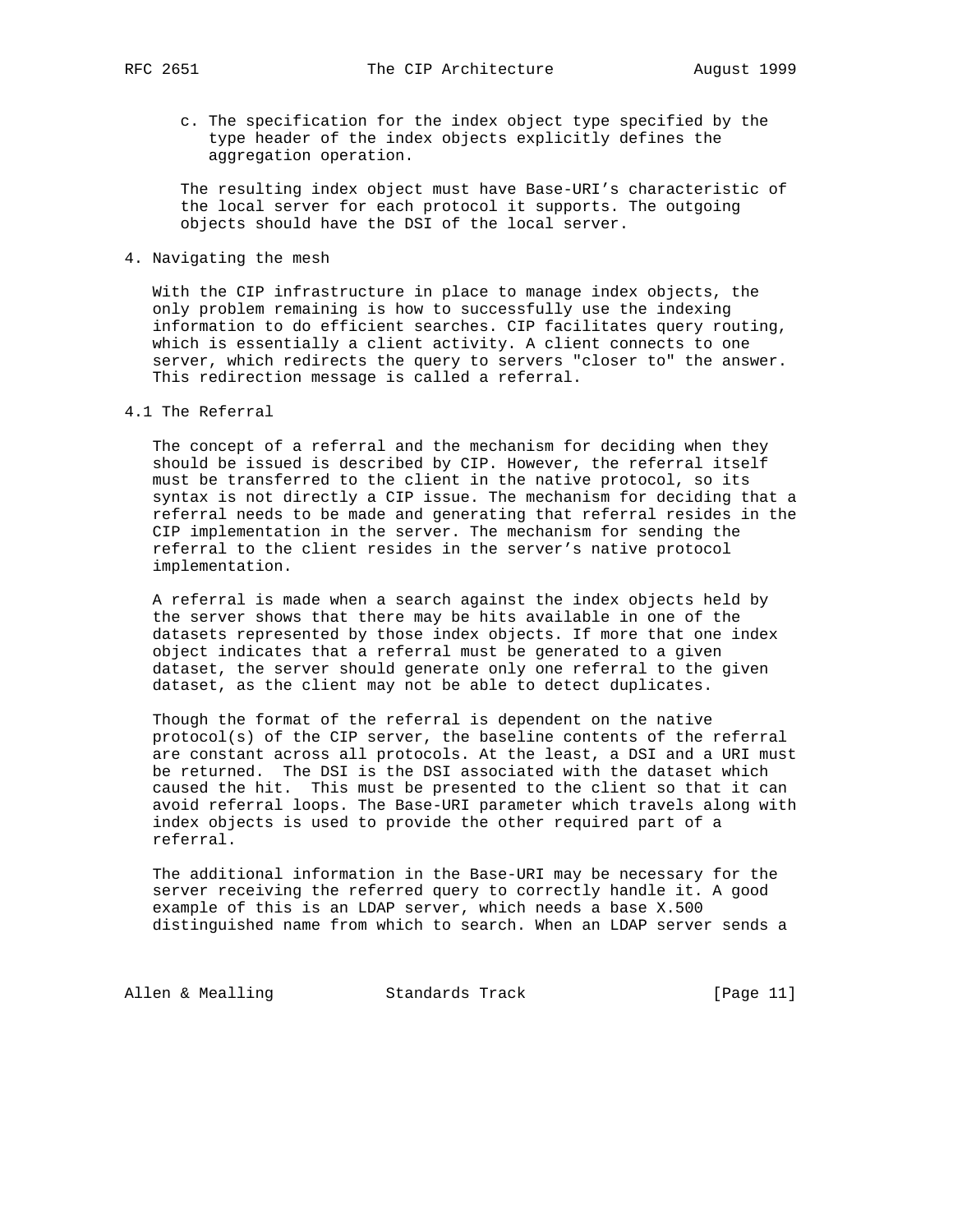c. The specification for the index object type specified by the type header of the index objects explicitly defines the aggregation operation.

The resulting index object must have Base-URI's characteristic of the local server for each protocol it supports. The outgoing objects should have the DSI of the local server.

## 4. Navigating the mesh

With the CIP infrastructure in place to manage index objects, the only problem remaining is how to successfully use the indexing information to do efficient searches. CIP facilitates query routing, which is essentially a client activity. A client connects to one server, which redirects the query to servers "closer to" the answer. This redirection message is called a referral.

### 4.1 The Referral

The concept of a referral and the mechanism for deciding when they should be issued is described by CIP. However, the referral itself must be transferred to the client in the native protocol, so its syntax is not directly a CIP issue. The mechanism for deciding that a referral needs to be made and generating that referral resides in the CIP implementation in the server. The mechanism for sending the referral to the client resides in the server's native protocol implementation.

A referral is made when a search against the index objects held by the server shows that there may be hits available in one of the datasets represented by those index objects. If more that one index object indicates that a referral must be generated to a given dataset, the server should generate only one referral to the given dataset, as the client may not be able to detect duplicates.

Though the format of the referral is dependent on the native protocol(s) of the CIP server, the baseline contents of the referral are constant across all protocols. At the least, a DSI and a URI must be returned. The DSI is the DSI associated with the dataset which caused the hit. This must be presented to the client so that it can avoid referral loops. The Base-URI parameter which travels along with index objects is used to provide the other required part of a referral.

The additional information in the Base-URI may be necessary for the server receiving the referred query to correctly handle it. A good example of this is an LDAP server, which needs a base X.500 distinguished name from which to search. When an LDAP server sends a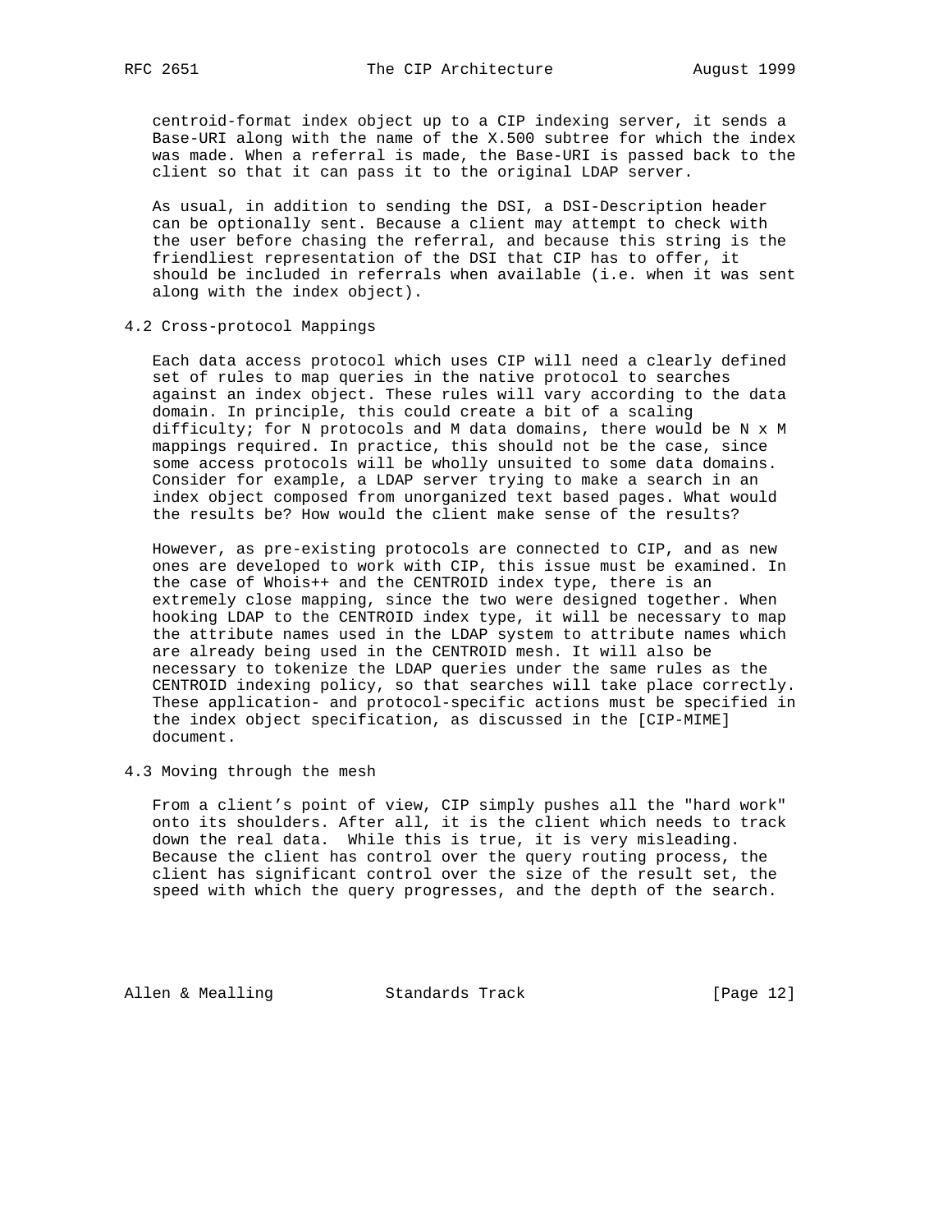centroid-format index object up to a CIP indexing server, it sends a Base-URI along with the name of the X.500 subtree for which the index was made. When a referral is made, the Base-URI is passed back to the client so that it can pass it to the original LDAP server.

As usual, in addition to sending the DSI, a DSI-Description header can be optionally sent. Because a client may attempt to check with the user before chasing the referral, and because this string is the friendliest representation of the DSI that CIP has to offer, it should be included in referrals when available (i.e. when it was sent along with the index object).

### 4.2 Cross-protocol Mappings

Each data access protocol which uses CIP will need a clearly defined set of rules to map queries in the native protocol to searches against an index object. These rules will vary according to the data domain. In principle, this could create a bit of a scaling difficulty; for N protocols and M data domains, there would be N x M mappings required. In practice, this should not be the case, since some access protocols will be wholly unsuited to some data domains. Consider for example, a LDAP server trying to make a search in an index object composed from unorganized text based pages. What would the results be? How would the client make sense of the results?

However, as pre-existing protocols are connected to CIP, and as new ones are developed to work with CIP, this issue must be examined. In the case of Whois++ and the CENTROID index type, there is an extremely close mapping, since the two were designed together. When hooking LDAP to the CENTROID index type, it will be necessary to map the attribute names used in the LDAP system to attribute names which are already being used in the CENTROID mesh. It will also be necessary to tokenize the LDAP queries under the same rules as the CENTROID indexing policy, so that searches will take place correctly. These application- and protocol-specific actions must be specified in the index object specification, as discussed in the [CIP-MIME] document.

### 4.3 Moving through the mesh

From a client's point of view, CIP simply pushes all the "hard work" onto its shoulders. After all, it is the client which needs to track down the real data. While this is true, it is very misleading. Because the client has control over the query routing process, the client has significant control over the size of the result set, the speed with which the query progresses, and the depth of the search.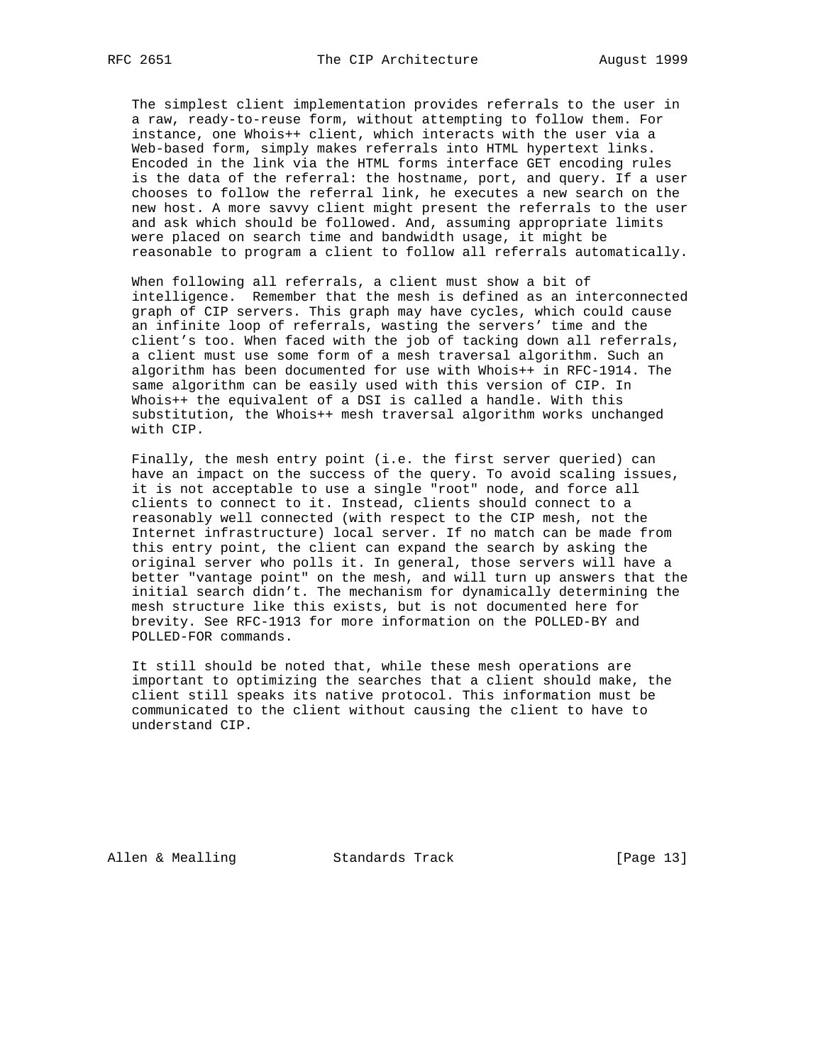The simplest client implementation provides referrals to the user in a raw, ready-to-reuse form, without attempting to follow them. For instance, one Whois++ client, which interacts with the user via a Web-based form, simply makes referrals into HTML hypertext links. Encoded in the link via the HTML forms interface GET encoding rules is the data of the referral: the hostname, port, and query. If a user chooses to follow the referral link, he executes a new search on the new host. A more savvy client might present the referrals to the user and ask which should be followed. And, assuming appropriate limits were placed on search time and bandwidth usage, it might be reasonable to program a client to follow all referrals automatically.

When following all referrals, a client must show a bit of intelligence. Remember that the mesh is defined as an interconnected graph of CIP servers. This graph may have cycles, which could cause an infinite loop of referrals, wasting the servers' time and the client's too. When faced with the job of tacking down all referrals, a client must use some form of a mesh traversal algorithm. Such an algorithm has been documented for use with Whois++ in RFC-1914. The same algorithm can be easily used with this version of CIP. In Whois++ the equivalent of a DSI is called a handle. With this substitution, the Whois++ mesh traversal algorithm works unchanged with CIP.

Finally, the mesh entry point (i.e. the first server queried) can have an impact on the success of the query. To avoid scaling issues, it is not acceptable to use a single "root" node, and force all clients to connect to it. Instead, clients should connect to a reasonably well connected (with respect to the CIP mesh, not the Internet infrastructure) local server. If no match can be made from this entry point, the client can expand the search by asking the original server who polls it. In general, those servers will have a better "vantage point" on the mesh, and will turn up answers that the initial search didn't. The mechanism for dynamically determining the mesh structure like this exists, but is not documented here for brevity. See RFC-1913 for more information on the POLLED-BY and POLLED-FOR commands.

It still should be noted that, while these mesh operations are important to optimizing the searches that a client should make, the client still speaks its native protocol. This information must be communicated to the client without causing the client to have to understand CIP.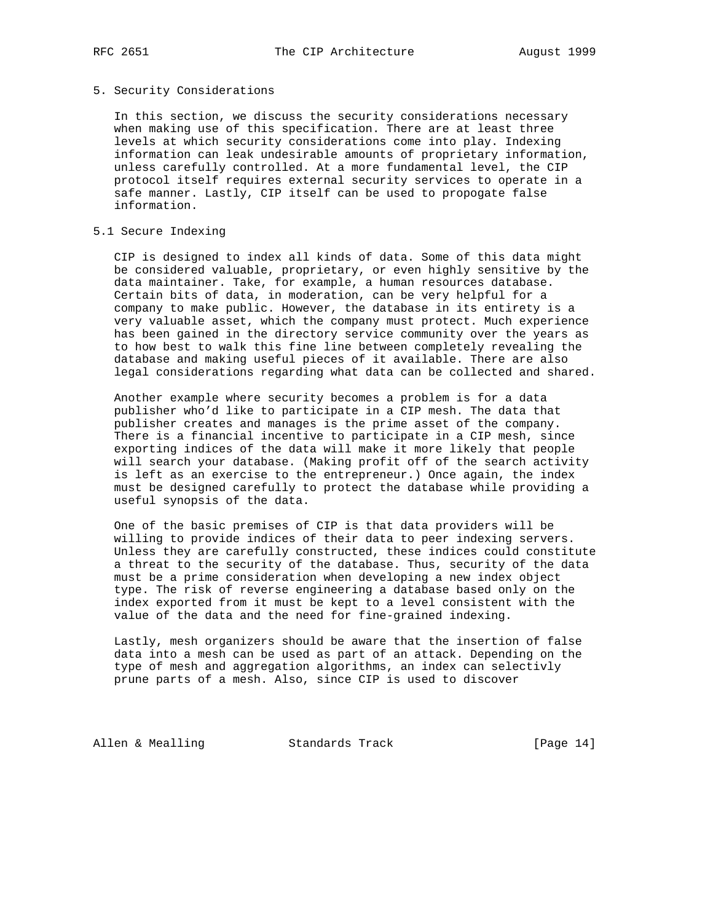## 5. Security Considerations

In this section, we discuss the security considerations necessary when making use of this specification. There are at least three levels at which security considerations come into play. Indexing information can leak undesirable amounts of proprietary information, unless carefully controlled. At a more fundamental level, the CIP protocol itself requires external security services to operate in a safe manner. Lastly, CIP itself can be used to propogate false information.

### 5.1 Secure Indexing

CIP is designed to index all kinds of data. Some of this data might be considered valuable, proprietary, or even highly sensitive by the data maintainer. Take, for example, a human resources database. Certain bits of data, in moderation, can be very helpful for a company to make public. However, the database in its entirety is a very valuable asset, which the company must protect. Much experience has been gained in the directory service community over the years as to how best to walk this fine line between completely revealing the database and making useful pieces of it available. There are also legal considerations regarding what data can be collected and shared.

Another example where security becomes a problem is for a data publisher who'd like to participate in a CIP mesh. The data that publisher creates and manages is the prime asset of the company. There is a financial incentive to participate in a CIP mesh, since exporting indices of the data will make it more likely that people will search your database. (Making profit off of the search activity is left as an exercise to the entrepreneur.) Once again, the index must be designed carefully to protect the database while providing a useful synopsis of the data.

One of the basic premises of CIP is that data providers will be willing to provide indices of their data to peer indexing servers. Unless they are carefully constructed, these indices could constitute a threat to the security of the database. Thus, security of the data must be a prime consideration when developing a new index object type. The risk of reverse engineering a database based only on the index exported from it must be kept to a level consistent with the value of the data and the need for fine-grained indexing.

Lastly, mesh organizers should be aware that the insertion of false data into a mesh can be used as part of an attack. Depending on the type of mesh and aggregation algorithms, an index can selectivly prune parts of a mesh. Also, since CIP is used to discover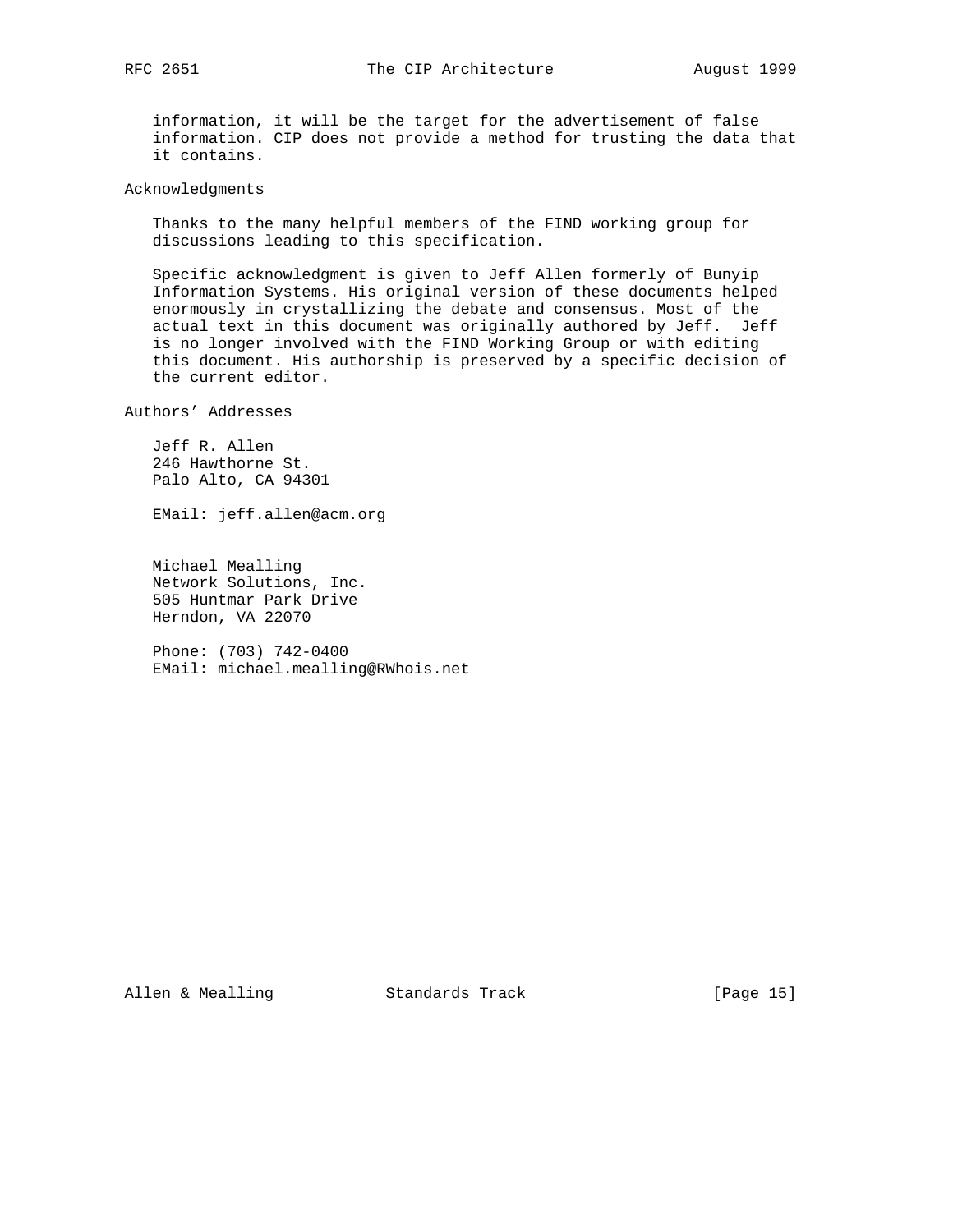information, it will be the target for the advertisement of false information. CIP does not provide a method for trusting the data that it contains.

## Acknowledgments

Thanks to the many helpful members of the FIND working group for discussions leading to this specification.

Specific acknowledgment is given to Jeff Allen formerly of Bunyip Information Systems. His original version of these documents helped enormously in crystallizing the debate and consensus. Most of the actual text in this document was originally authored by Jeff. Jeff is no longer involved with the FIND Working Group or with editing this document. His authorship is preserved by a specific decision of the current editor.

## Authors' Addresses

Jeff R. Allen
246 Hawthorne St.
Palo Alto, CA 94301

EMail: jeff.allen@acm.org

Michael Mealling
Network Solutions, Inc.
505 Huntmar Park Drive
Herndon, VA 22070

Phone: (703) 742-0400
EMail: michael.mealling@RWhois.net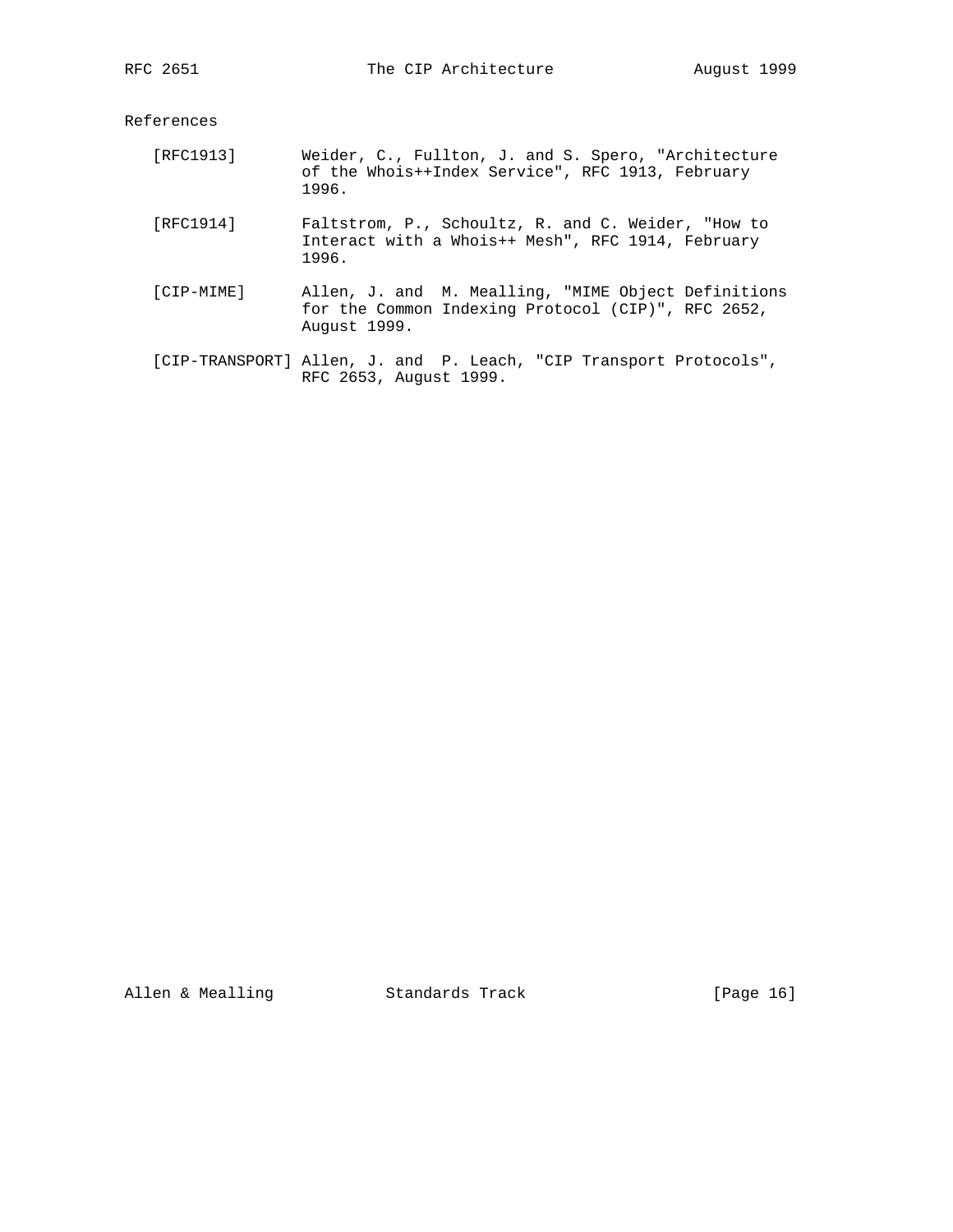## References

[RFC1913] Weider, C., Fullton, J. and S. Spero, "Architecture of the Whois++Index Service", RFC 1913, February 1996.

[RFC1914] Faltstrom, P., Schoultz, R. and C. Weider, "How to Interact with a Whois++ Mesh", RFC 1914, February 1996.

[CIP-MIME] Allen, J. and M. Mealling, "MIME Object Definitions for the Common Indexing Protocol (CIP)", RFC 2652, August 1999.

[CIP-TRANSPORT] Allen, J. and P. Leach, "CIP Transport Protocols", RFC 2653, August 1999.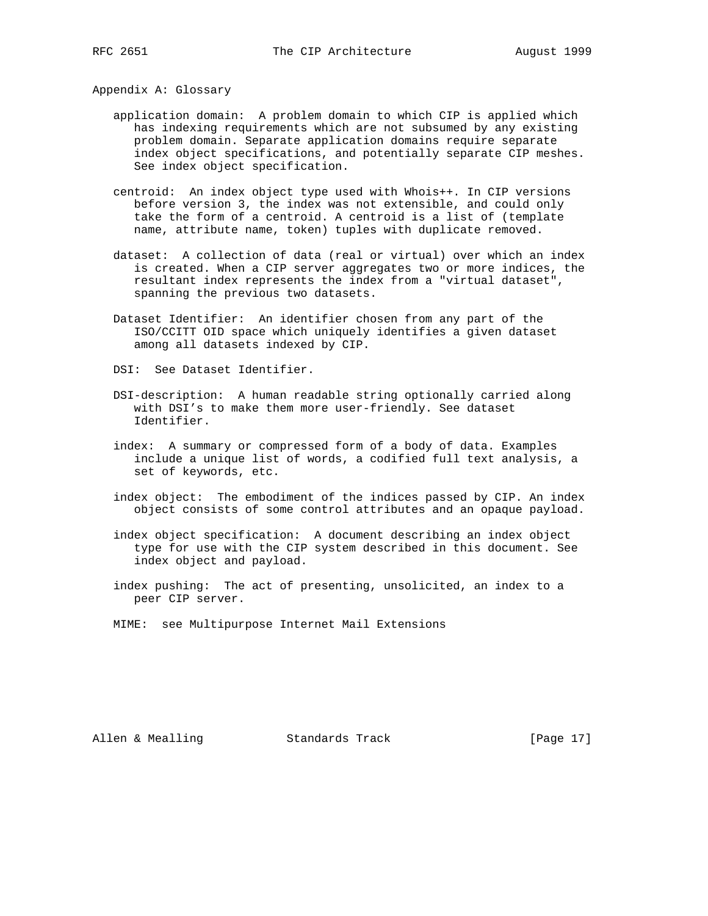## Appendix A: Glossary

application domain: A problem domain to which CIP is applied which has indexing requirements which are not subsumed by any existing problem domain. Separate application domains require separate index object specifications, and potentially separate CIP meshes. See index object specification.

centroid: An index object type used with Whois++. In CIP versions before version 3, the index was not extensible, and could only take the form of a centroid. A centroid is a list of (template name, attribute name, token) tuples with duplicate removed.

dataset: A collection of data (real or virtual) over which an index is created. When a CIP server aggregates two or more indices, the resultant index represents the index from a "virtual dataset", spanning the previous two datasets.

Dataset Identifier: An identifier chosen from any part of the ISO/CCITT OID space which uniquely identifies a given dataset among all datasets indexed by CIP.

DSI: See Dataset Identifier.

DSI-description: A human readable string optionally carried along with DSI’s to make them more user-friendly. See dataset Identifier.

index: A summary or compressed form of a body of data. Examples include a unique list of words, a codified full text analysis, a set of keywords, etc.

index object: The embodiment of the indices passed by CIP. An index object consists of some control attributes and an opaque payload.

index object specification: A document describing an index object type for use with the CIP system described in this document. See index object and payload.

index pushing: The act of presenting, unsolicited, an index to a peer CIP server.

MIME: see Multipurpose Internet Mail Extensions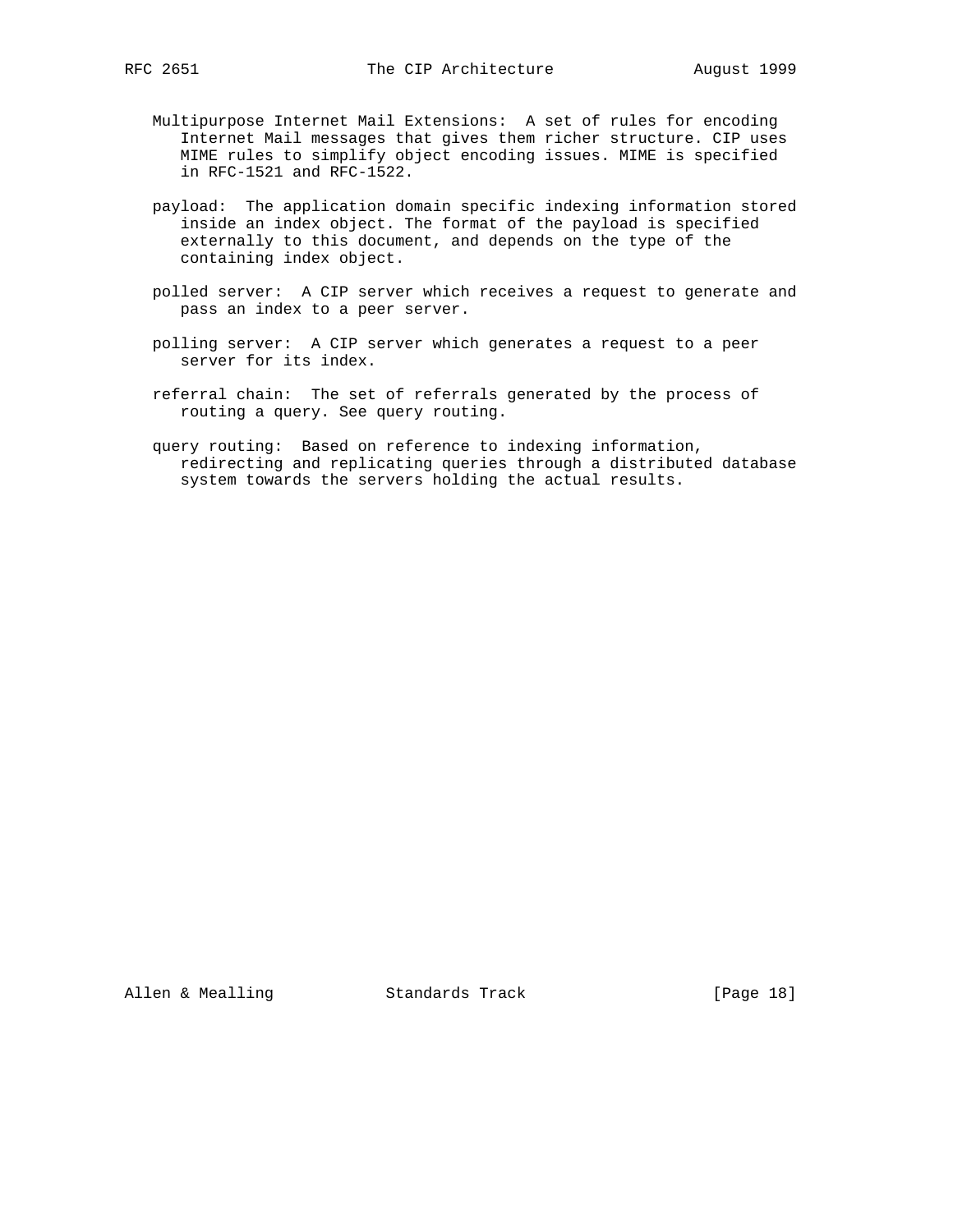Multipurpose Internet Mail Extensions: A set of rules for encoding Internet Mail messages that gives them richer structure. CIP uses MIME rules to simplify object encoding issues. MIME is specified in RFC-1521 and RFC-1522.

payload: The application domain specific indexing information stored inside an index object. The format of the payload is specified externally to this document, and depends on the type of the containing index object.

polled server: A CIP server which receives a request to generate and pass an index to a peer server.

polling server: A CIP server which generates a request to a peer server for its index.

referral chain: The set of referrals generated by the process of routing a query. See query routing.

query routing: Based on reference to indexing information, redirecting and replicating queries through a distributed database system towards the servers holding the actual results.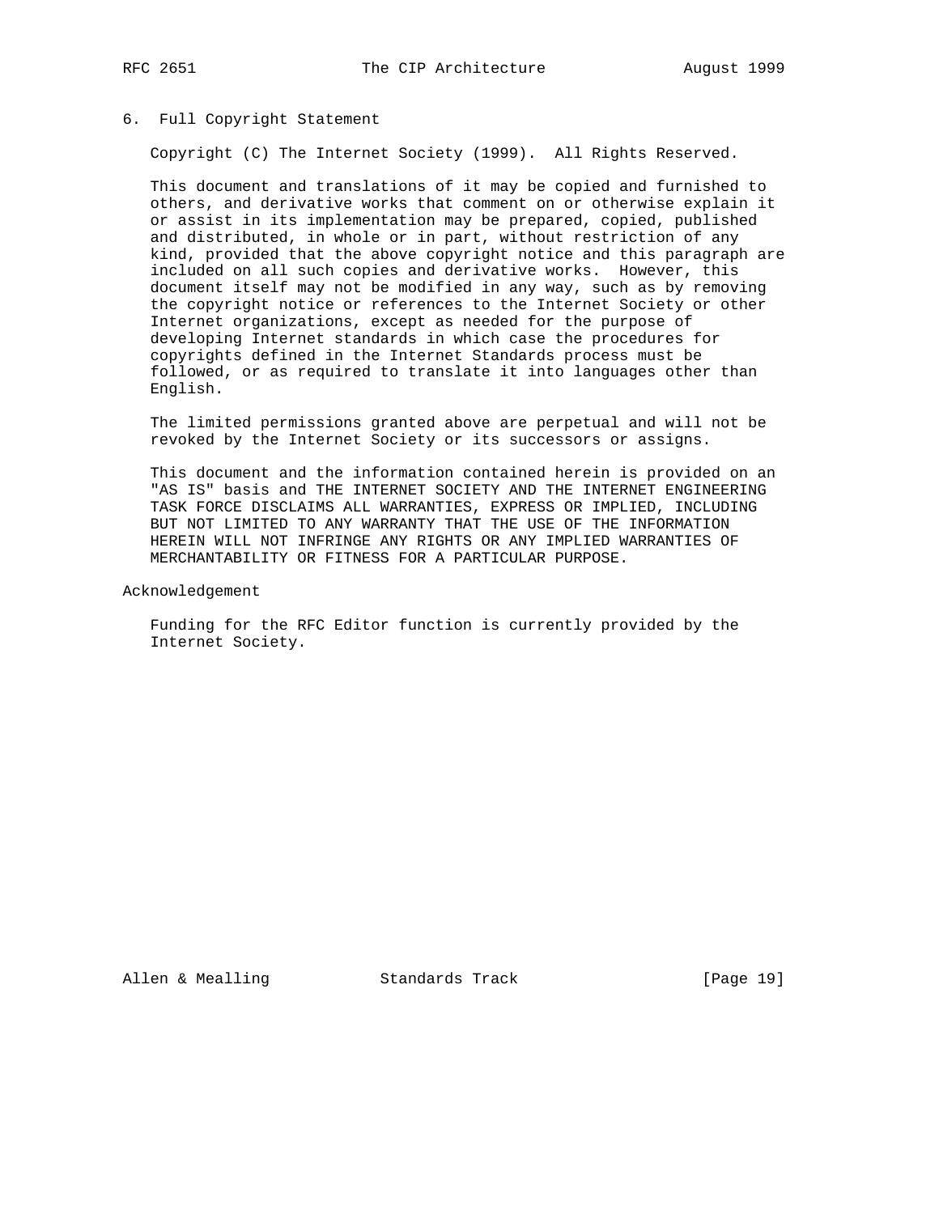## 6. Full Copyright Statement

Copyright (C) The Internet Society (1999). All Rights Reserved.

This document and translations of it may be copied and furnished to others, and derivative works that comment on or otherwise explain it or assist in its implementation may be prepared, copied, published and distributed, in whole or in part, without restriction of any kind, provided that the above copyright notice and this paragraph are included on all such copies and derivative works. However, this document itself may not be modified in any way, such as by removing the copyright notice or references to the Internet Society or other Internet organizations, except as needed for the purpose of developing Internet standards in which case the procedures for copyrights defined in the Internet Standards process must be followed, or as required to translate it into languages other than English.

The limited permissions granted above are perpetual and will not be revoked by the Internet Society or its successors or assigns.

This document and the information contained herein is provided on an "AS IS" basis and THE INTERNET SOCIETY AND THE INTERNET ENGINEERING TASK FORCE DISCLAIMS ALL WARRANTIES, EXPRESS OR IMPLIED, INCLUDING BUT NOT LIMITED TO ANY WARRANTY THAT THE USE OF THE INFORMATION HEREIN WILL NOT INFRINGE ANY RIGHTS OR ANY IMPLIED WARRANTIES OF MERCHANTABILITY OR FITNESS FOR A PARTICULAR PURPOSE.

## Acknowledgement

Funding for the RFC Editor function is currently provided by the Internet Society.